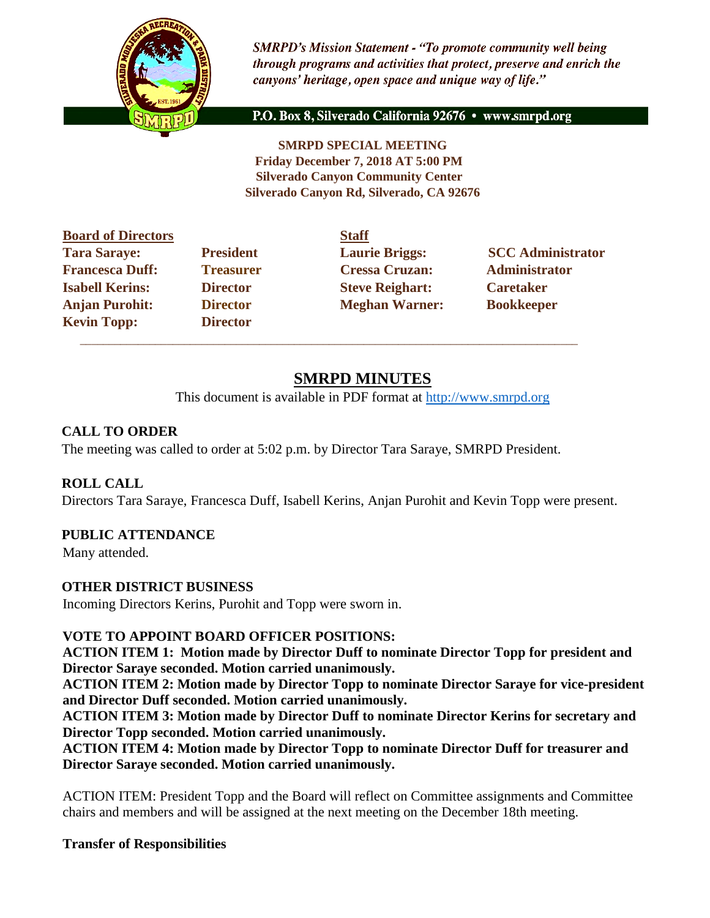*SMRPD's Mission Statement - "To promote community well being through programs and activities that protect, preserve and enrich the canyons' heritage, open space and unique way of life."*

P.O. Box 8, Silverado California 92676 • www.smrpd.org

**SMRPD SPECIAL MEETING**
**Friday December 7, 2018 AT 5:00 PM**
**Silverado Canyon Community Center**
**Silverado Canyon Rd, Silverado, CA 92676**

| **Board of Directors** | | **Staff** | |
|---|---|---|---|
| **Tara Saraye:** | **President** | **Laurie Briggs:** | **SCC Administrator** |
| **Francesca Duff:** | **Treasurer** | **Cressa Cruzan:** | **Administrator** |
| **Isabell Kerins:** | **Director** | **Steve Reighart:** | **Caretaker** |
| **Anjan Purohit:** | **Director** | **Meghan Warner:** | **Bookkeeper** |
| **Kevin Topp:** | **Director** | | |

# SMRPD MINUTES

This document is available in PDF format at http://www.smrpd.org

## CALL TO ORDER

The meeting was called to order at 5:02 p.m. by Director Tara Saraye, SMRPD President.

## ROLL CALL

Directors Tara Saraye, Francesca Duff, Isabell Kerins, Anjan Purohit and Kevin Topp were present.

## PUBLIC ATTENDANCE

Many attended.

## OTHER DISTRICT BUSINESS

Incoming Directors Kerins, Purohit and Topp were sworn in.

## VOTE TO APPOINT BOARD OFFICER POSITIONS:

**ACTION ITEM 1: Motion made by Director Duff to nominate Director Topp for president and Director Saraye seconded. Motion carried unanimously.**

**ACTION ITEM 2: Motion made by Director Topp to nominate Director Saraye for vice-president and Director Duff seconded. Motion carried unanimously.**

**ACTION ITEM 3: Motion made by Director Duff to nominate Director Kerins for secretary and Director Topp seconded. Motion carried unanimously.**

**ACTION ITEM 4: Motion made by Director Topp to nominate Director Duff for treasurer and Director Saraye seconded. Motion carried unanimously.**

ACTION ITEM: President Topp and the Board will reflect on Committee assignments and Committee chairs and members and will be assigned at the next meeting on the December 18th meeting.

**Transfer of Responsibilities**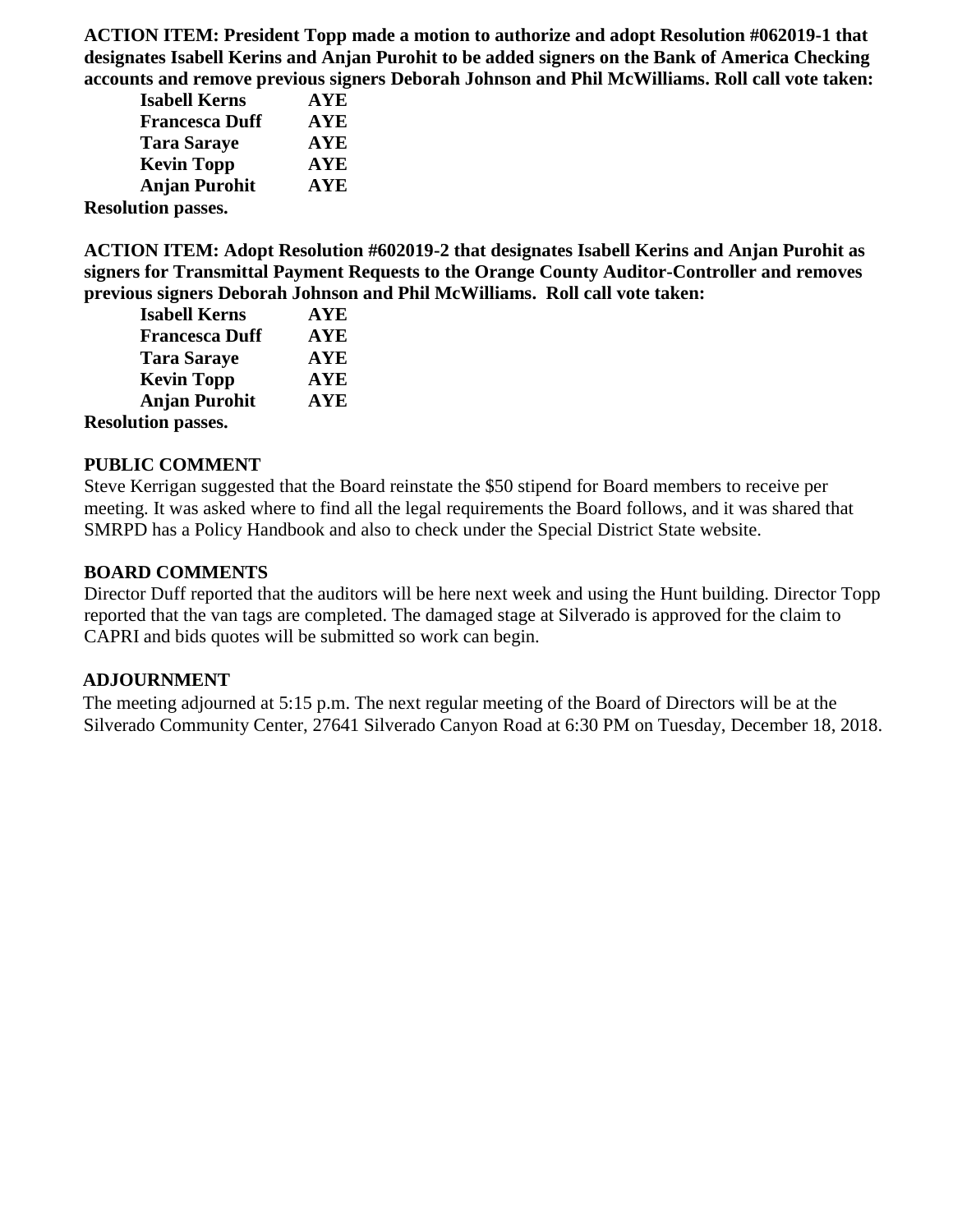**ACTION ITEM: President Topp made a motion to authorize and adopt Resolution #062019-1 that designates Isabell Kerins and Anjan Purohit to be added signers on the Bank of America Checking accounts and remove previous signers Deborah Johnson and Phil McWilliams. Roll call vote taken:**

| | |
|---|---|
| **Isabell Kerns** | **AYE** |
| **Francesca Duff** | **AYE** |
| **Tara Saraye** | **AYE** |
| **Kevin Topp** | **AYE** |
| **Anjan Purohit** | **AYE** |

**Resolution passes.**

**ACTION ITEM: Adopt Resolution #602019-2 that designates Isabell Kerins and Anjan Purohit as signers for Transmittal Payment Requests to the Orange County Auditor-Controller and removes previous signers Deborah Johnson and Phil McWilliams. Roll call vote taken:**

| | |
|---|---|
| **Isabell Kerns** | **AYE** |
| **Francesca Duff** | **AYE** |
| **Tara Saraye** | **AYE** |
| **Kevin Topp** | **AYE** |
| **Anjan Purohit** | **AYE** |

**Resolution passes.**

## PUBLIC COMMENT

Steve Kerrigan suggested that the Board reinstate the $50 stipend for Board members to receive per meeting. It was asked where to find all the legal requirements the Board follows, and it was shared that SMRPD has a Policy Handbook and also to check under the Special District State website.

## BOARD COMMENTS

Director Duff reported that the auditors will be here next week and using the Hunt building. Director Topp reported that the van tags are completed. The damaged stage at Silverado is approved for the claim to CAPRI and bids quotes will be submitted so work can begin.

## ADJOURNMENT

The meeting adjourned at 5:15 p.m. The next regular meeting of the Board of Directors will be at the Silverado Community Center, 27641 Silverado Canyon Road at 6:30 PM on Tuesday, December 18, 2018.